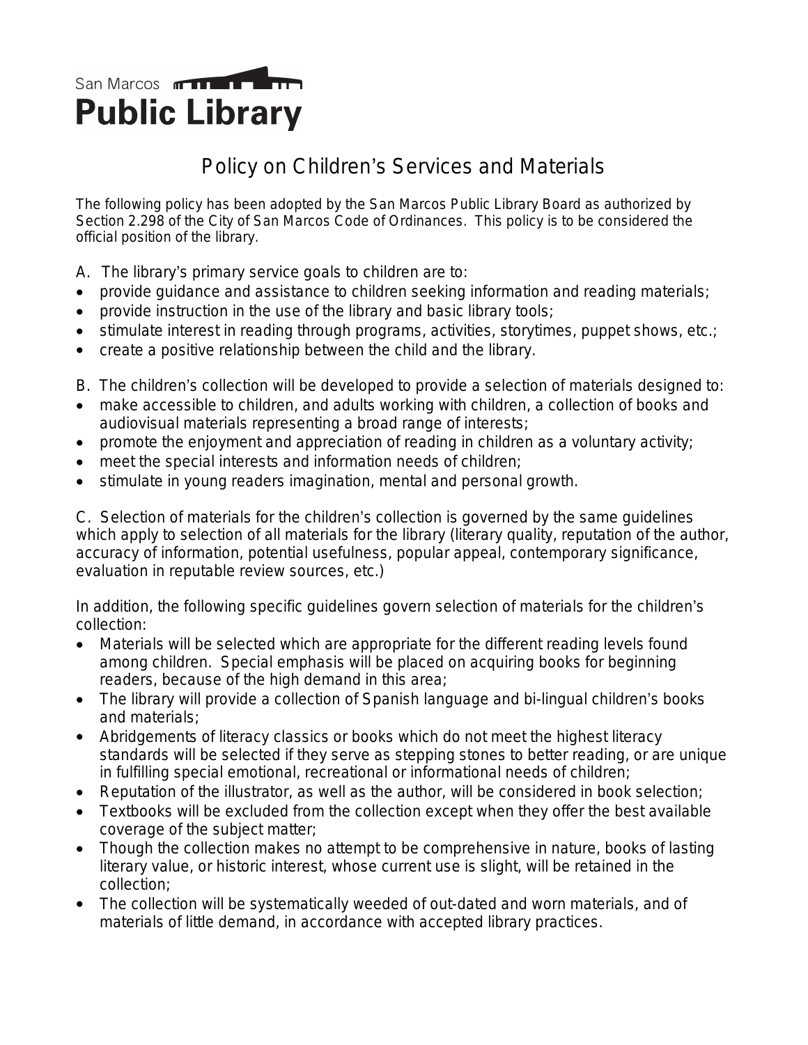San Marcos

# Public Library

## Policy on Children's Services and Materials

The following policy has been adopted by the San Marcos Public Library Board as authorized by Section 2.298 of the City of San Marcos Code of Ordinances. This policy is to be considered the official position of the library.

A. The library's primary service goals to children are to:

- provide guidance and assistance to children seeking information and reading materials;
- provide instruction in the use of the library and basic library tools;
- stimulate interest in reading through programs, activities, storytimes, puppet shows, etc.;
- create a positive relationship between the child and the library.

B. The children's collection will be developed to provide a selection of materials designed to:

- make accessible to children, and adults working with children, a collection of books and audiovisual materials representing a broad range of interests;
- promote the enjoyment and appreciation of reading in children as a voluntary activity;
- meet the special interests and information needs of children;
- stimulate in young readers imagination, mental and personal growth.

C. Selection of materials for the children's collection is governed by the same guidelines which apply to selection of all materials for the library (literary quality, reputation of the author, accuracy of information, potential usefulness, popular appeal, contemporary significance, evaluation in reputable review sources, etc.)

In addition, the following specific guidelines govern selection of materials for the children's collection:

- Materials will be selected which are appropriate for the different reading levels found among children. Special emphasis will be placed on acquiring books for beginning readers, because of the high demand in this area;
- The library will provide a collection of Spanish language and bi-lingual children's books and materials;
- Abridgements of literacy classics or books which do not meet the highest literacy standards will be selected if they serve as stepping stones to better reading, or are unique in fulfilling special emotional, recreational or informational needs of children;
- Reputation of the illustrator, as well as the author, will be considered in book selection;
- Textbooks will be excluded from the collection except when they offer the best available coverage of the subject matter;
- Though the collection makes no attempt to be comprehensive in nature, books of lasting literary value, or historic interest, whose current use is slight, will be retained in the collection;
- The collection will be systematically weeded of out-dated and worn materials, and of materials of little demand, in accordance with accepted library practices.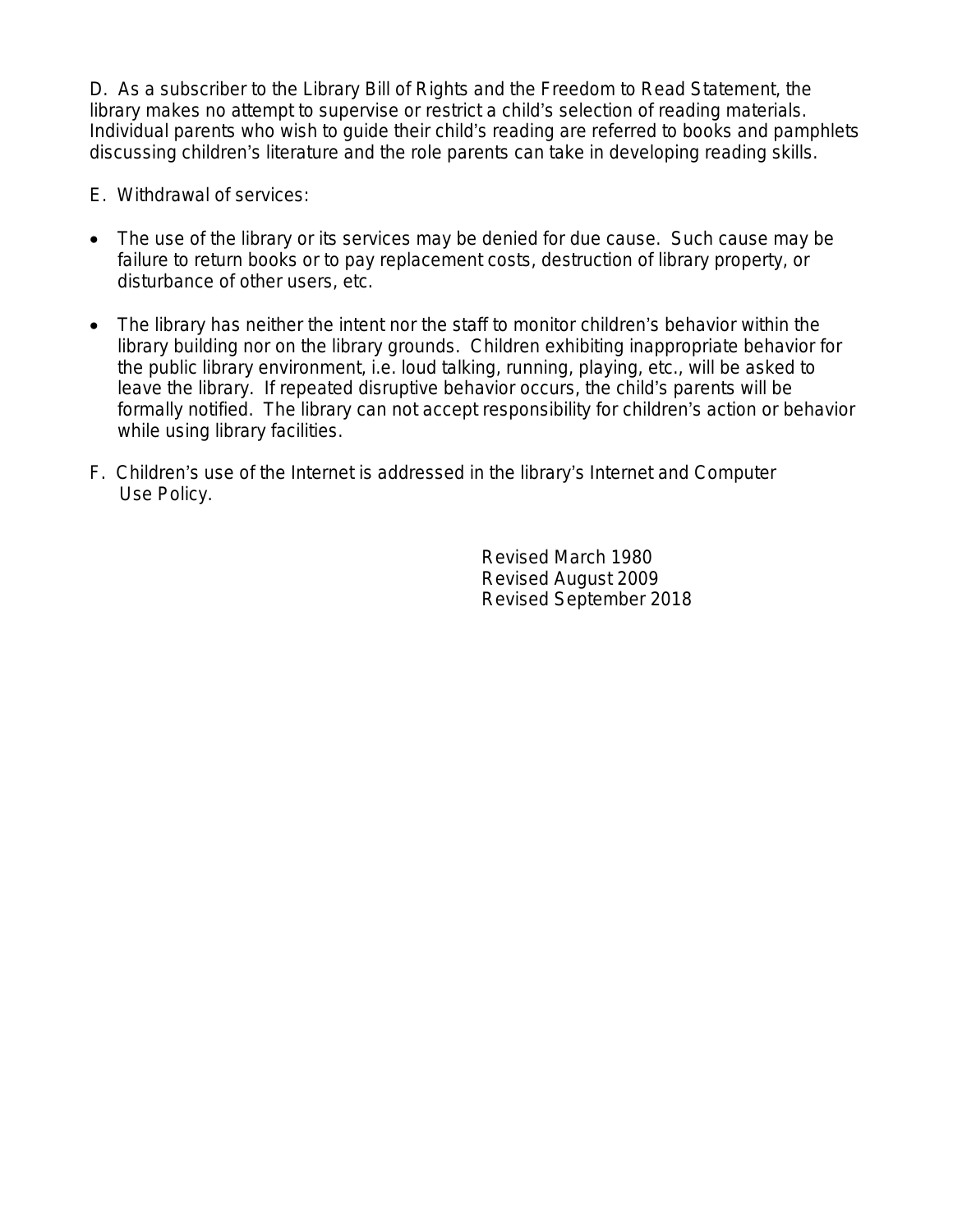D. As a subscriber to the Library Bill of Rights and the Freedom to Read Statement, the library makes no attempt to supervise or restrict a child's selection of reading materials. Individual parents who wish to guide their child's reading are referred to books and pamphlets discussing children's literature and the role parents can take in developing reading skills.

E. Withdrawal of services:

- The use of the library or its services may be denied for due cause. Such cause may be failure to return books or to pay replacement costs, destruction of library property, or disturbance of other users, etc.

- The library has neither the intent nor the staff to monitor children's behavior within the library building nor on the library grounds. Children exhibiting inappropriate behavior for the public library environment, i.e. loud talking, running, playing, etc., will be asked to leave the library. If repeated disruptive behavior occurs, the child's parents will be formally notified. The library can not accept responsibility for children's action or behavior while using library facilities.

F. Children's use of the Internet is addressed in the library's Internet and Computer Use Policy.

Revised March 1980
Revised August 2009
Revised September 2018